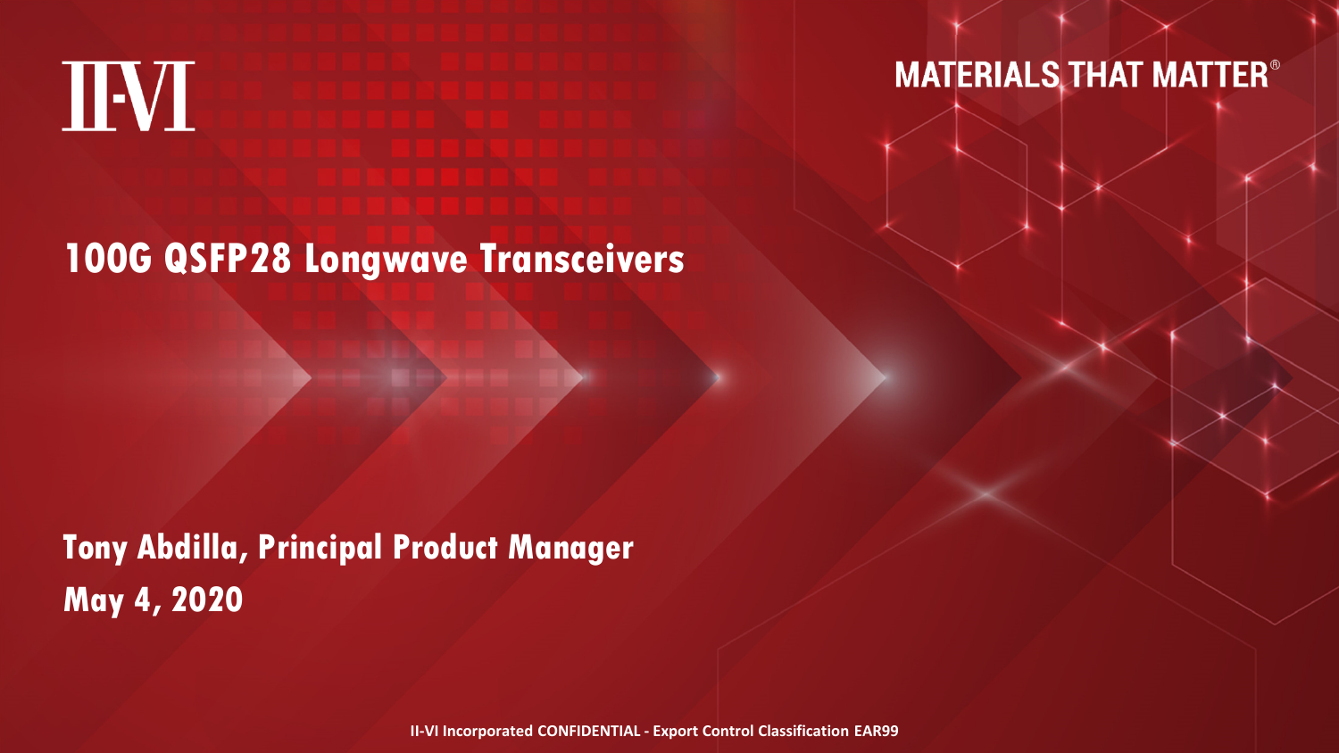II-VI

MATERIALS THAT MATTER®

# 100G QSFP28 Longwave Transceivers

**Tony Abdilla, Principal Product Manager**

**May 4, 2020**

II-VI Incorporated CONFIDENTIAL - Export Control Classification EAR99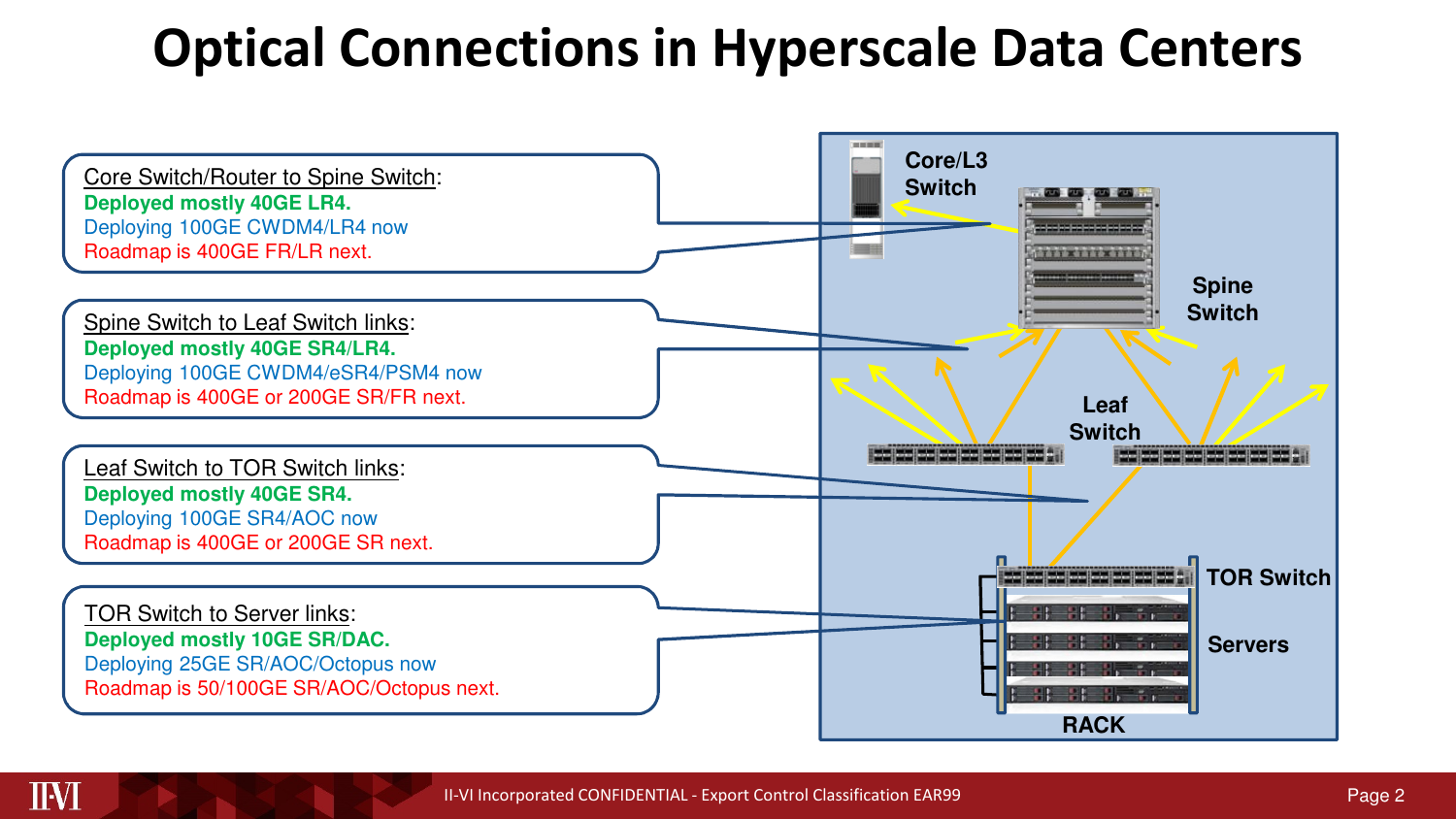# Optical Connections in Hyperscale Data Centers

Core Switch/Router to Spine Switch:
**Deployed mostly 40GE LR4.**
Deploying 100GE CWDM4/LR4 now
Roadmap is 400GE FR/LR next.

Spine Switch to Leaf Switch links:
**Deployed mostly 40GE SR4/LR4.**
Deploying 100GE CWDM4/eSR4/PSM4 now
Roadmap is 400GE or 200GE SR/FR next.

Leaf Switch to TOR Switch links:
**Deployed mostly 40GE SR4.**
Deploying 100GE SR4/AOC now
Roadmap is 400GE or 200GE SR next.

TOR Switch to Server links:
**Deployed mostly 10GE SR/DAC.**
Deploying 25GE SR/AOC/Octopus now
Roadmap is 50/100GE SR/AOC/Octopus next.

Core/L3 Switch

Spine Switch

Leaf Switch

TOR Switch

Servers

RACK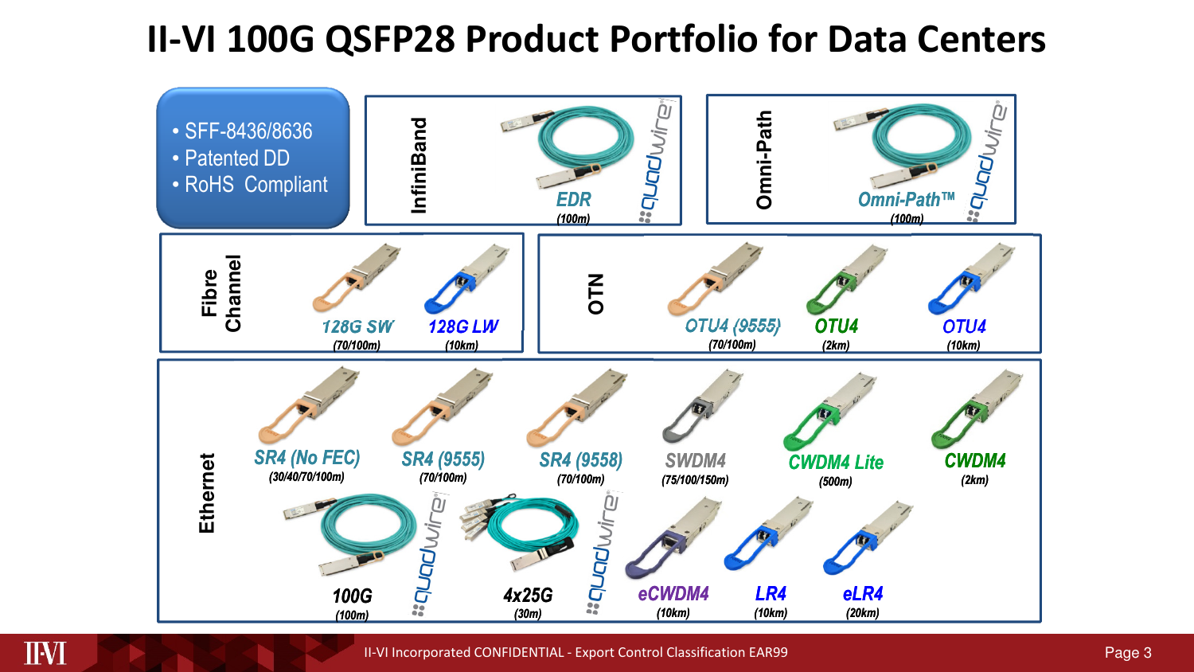# II-VI 100G QSFP28 Product Portfolio for Data Centers

- SFF-8436/8636
- Patented DD
- RoHS Compliant

## InfiniBand

- EDR (100m) — quadwire

## Omni-Path

- Omni-Path™ (100m) — quadwire

## Fibre Channel

- 128G SW (70/100m)
- 128G LW (10km)

## OTN

- OTU4 (9555) (70/100m)
- OTU4 (2km)
- OTU4 (10km)

## Ethernet

- SR4 (No FEC) (30/40/70/100m)
- SR4 (9555) (70/100m)
- SR4 (9558) (70/100m)
- SWDM4 (75/100/150m)
- CWDM4 Lite (500m)
- CWDM4 (2km)
- 100G (100m) — quadwire
- 4x25G (30m) — quadwire
- eCWDM4 (10km)
- LR4 (10km)
- eLR4 (20km)

II-VI Incorporated CONFIDENTIAL - Export Control Classification EAR99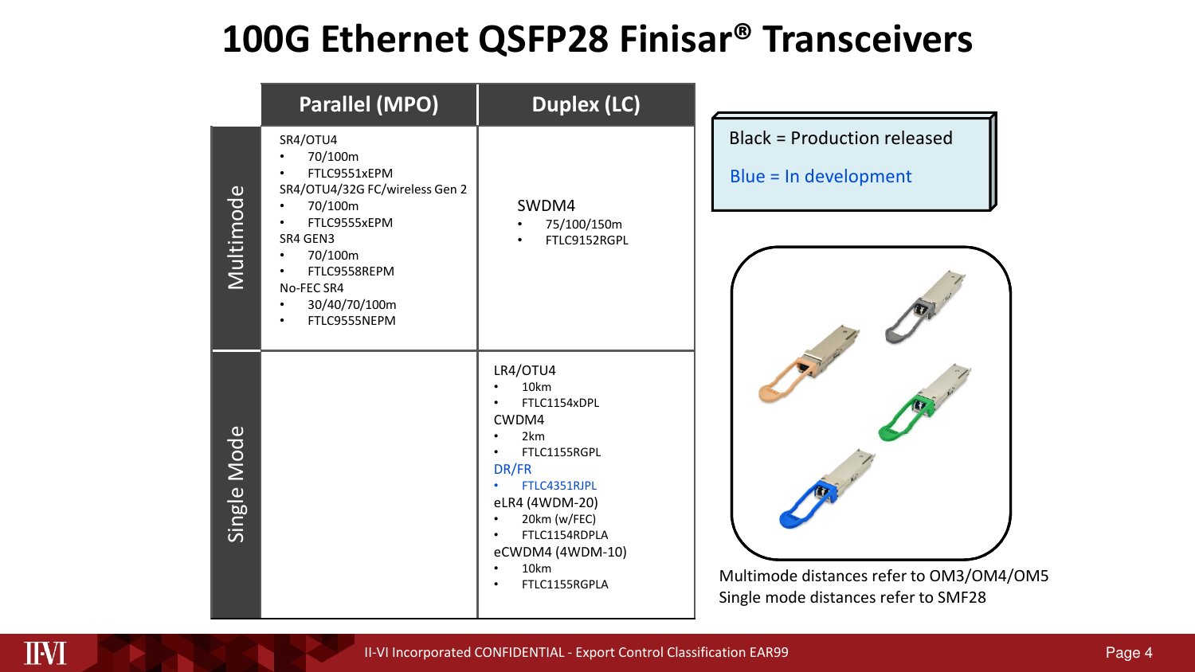# 100G Ethernet QSFP28 Finisar® Transceivers

| | Parallel (MPO) | Duplex (LC) |
|---|---|---|
| Multimode | SR4/OTU4<br>• 70/100m<br>• FTLC9551xEPM<br>SR4/OTU4/32G FC/wireless Gen 2<br>• 70/100m<br>• FTLC9555xEPM<br>SR4 GEN3<br>• 70/100m<br>• FTLC9558REPM<br>No-FEC SR4<br>• 30/40/70/100m<br>• FTLC9555NEPM | SWDM4<br>• 75/100/150m<br>• FTLC9152RGPL |
| Single Mode | | LR4/OTU4<br>• 10km<br>• FTLC1154xDPL<br>CWDM4<br>• 2km<br>• FTLC1155RGPL<br>DR/FR<br>• FTLC4351RJPL<br>eLR4 (4WDM-20)<br>• 20km (w/FEC)<br>• FTLC1154RDPLA<br>eCWDM4 (4WDM-10)<br>• 10km<br>• FTLC1155RGPLA |

Black = Production released

Blue = In development

Multimode distances refer to OM3/OM4/OM5
Single mode distances refer to SMF28

II-VI Incorporated CONFIDENTIAL - Export Control Classification EAR99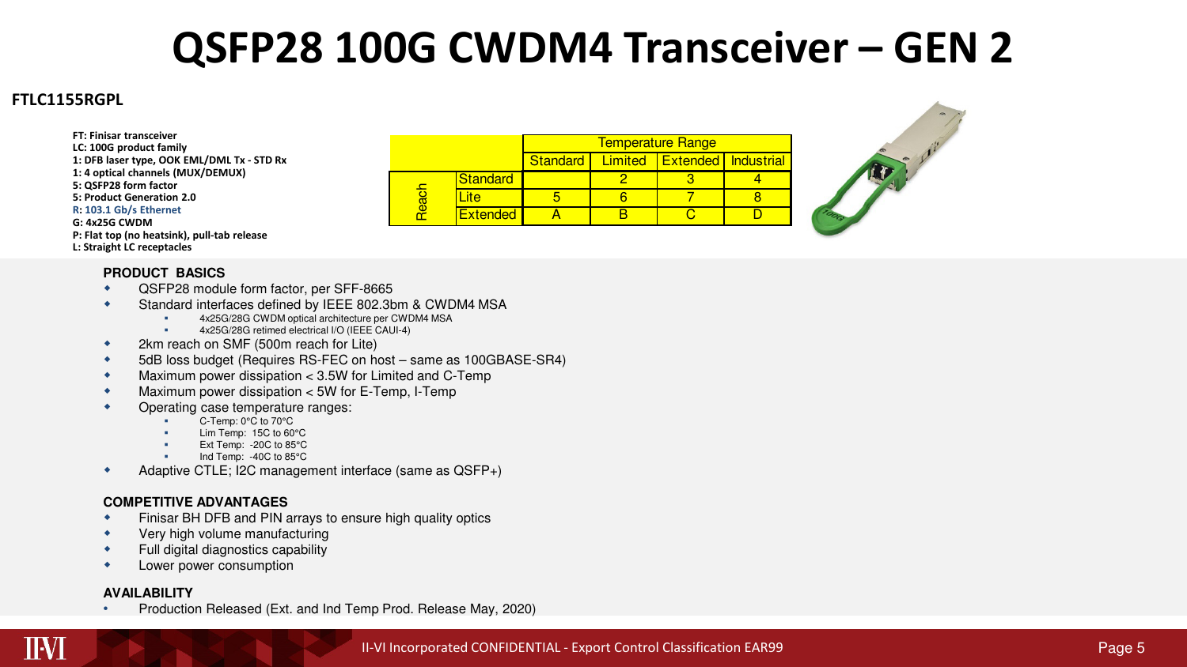# QSFP28 100G CWDM4 Transceiver – GEN 2

## FTLC1155RGPL

**FT: Finisar transceiver**
**LC: 100G product family**
**1: DFB laser type, OOK EML/DML Tx - STD Rx**
**1: 4 optical channels (MUX/DEMUX)**
**5: QSFP28 form factor**
**5: Product Generation 2.0**
**R: 103.1 Gb/s Ethernet**
**G: 4x25G CWDM**
**P: Flat top (no heatsink), pull-tab release**
**L: Straight LC receptacles**

| | | Temperature Range | | | |
|---|---|---|---|---|---|
| | | Standard | Limited | Extended | Industrial |
| Reach | Standard | | 2 | 3 | 4 |
| | Lite | 5 | 6 | 7 | 8 |
| | Extended | A | B | C | D |

### PRODUCT BASICS

- QSFP28 module form factor, per SFF-8665
- Standard interfaces defined by IEEE 802.3bm & CWDM4 MSA
  - 4x25G/28G CWDM optical architecture per CWDM4 MSA
  - 4x25G/28G retimed electrical I/O (IEEE CAUI-4)
- 2km reach on SMF (500m reach for Lite)
- 5dB loss budget (Requires RS-FEC on host – same as 100GBASE-SR4)
- Maximum power dissipation < 3.5W for Limited and C-Temp
- Maximum power dissipation < 5W for E-Temp, I-Temp
- Operating case temperature ranges:
  - C-Temp: 0°C to 70°C
  - Lim Temp: 15C to 60°C
  - Ext Temp: -20C to 85°C
  - Ind Temp: -40C to 85°C
- Adaptive CTLE; I2C management interface (same as QSFP+)

### COMPETITIVE ADVANTAGES

- Finisar BH DFB and PIN arrays to ensure high quality optics
- Very high volume manufacturing
- Full digital diagnostics capability
- Lower power consumption

### AVAILABILITY

- Production Released (Ext. and Ind Temp Prod. Release May, 2020)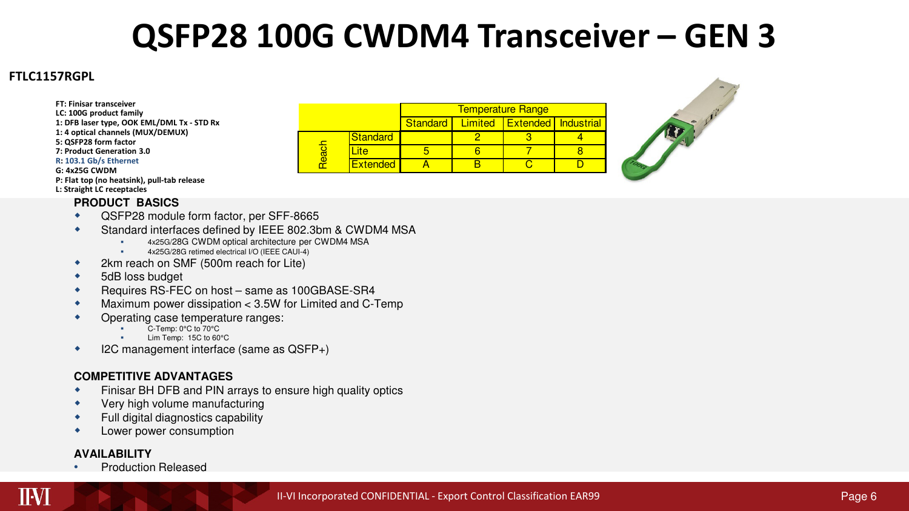# QSFP28 100G CWDM4 Transceiver – GEN 3

**FTLC1157RGPL**

**FT: Finisar transceiver**
**LC: 100G product family**
**1: DFB laser type, OOK EML/DML Tx - STD Rx**
**1: 4 optical channels (MUX/DEMUX)**
**5: QSFP28 form factor**
**7: Product Generation 3.0**
**R: 103.1 Gb/s Ethernet**
**G: 4x25G CWDM**
**P: Flat top (no heatsink), pull-tab release**
**L: Straight LC receptacles**

| | | Temperature Range | | | |
|---|---|---|---|---|---|
| | | Standard | Limited | Extended | Industrial |
| Reach | Standard | | 2 | 3 | 4 |
| | Lite | 5 | 6 | 7 | 8 |
| | Extended | A | B | C | D |

### PRODUCT BASICS

- QSFP28 module form factor, per SFF-8665
- Standard interfaces defined by IEEE 802.3bm & CWDM4 MSA
  - 4x25G/28G CWDM optical architecture per CWDM4 MSA
  - 4x25G/28G retimed electrical I/O (IEEE CAUI-4)
- 2km reach on SMF (500m reach for Lite)
- 5dB loss budget
- Requires RS-FEC on host – same as 100GBASE-SR4
- Maximum power dissipation < 3.5W for Limited and C-Temp
- Operating case temperature ranges:
  - C-Temp: 0°C to 70°C
  - Lim Temp: 15C to 60°C
- I2C management interface (same as QSFP+)

### COMPETITIVE ADVANTAGES

- Finisar BH DFB and PIN arrays to ensure high quality optics
- Very high volume manufacturing
- Full digital diagnostics capability
- Lower power consumption

### AVAILABILITY

- Production Released

II-VI Incorporated CONFIDENTIAL - Export Control Classification EAR99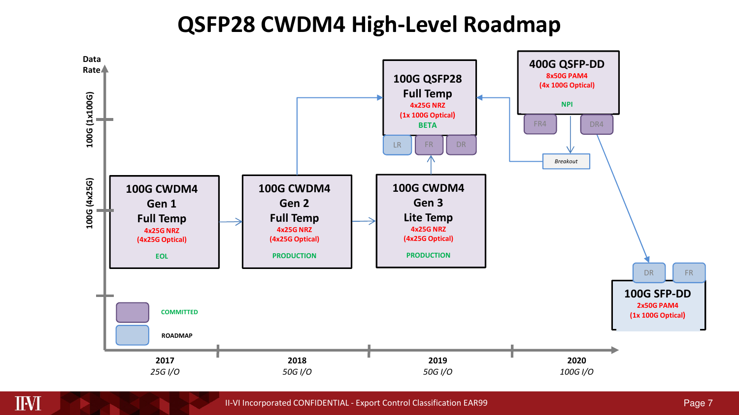# QSFP28 CWDM4 High-Level Roadmap

Data Rate

100G (1x100G)

100G (4x25G)

**100G CWDM4 Gen 1 Full Temp**
4x25G NRZ
(4x25G Optical)
EOL

**100G CWDM4 Gen 2 Full Temp**
4x25G NRZ
(4x25G Optical)
PRODUCTION

**100G CWDM4 Gen 3 Lite Temp**
4x25G NRZ
(4x25G Optical)
PRODUCTION

**100G QSFP28 Full Temp**
4x25G NRZ
(1x 100G Optical)
BETA

LR | FR | DR

**400G QSFP-DD**
8x50G PAM4
(4x 100G Optical)
NPI

FR4 | DR4

Breakout

DR | FR

**100G SFP-DD**
2x50G PAM4
(1x 100G Optical)

COMMITTED

ROADMAP

| 2017 | 2018 | 2019 | 2020 |
|---|---|---|---|
| *25G I/O* | *50G I/O* | *50G I/O* | *100G I/O* |

II-VI Incorporated CONFIDENTIAL - Export Control Classification EAR99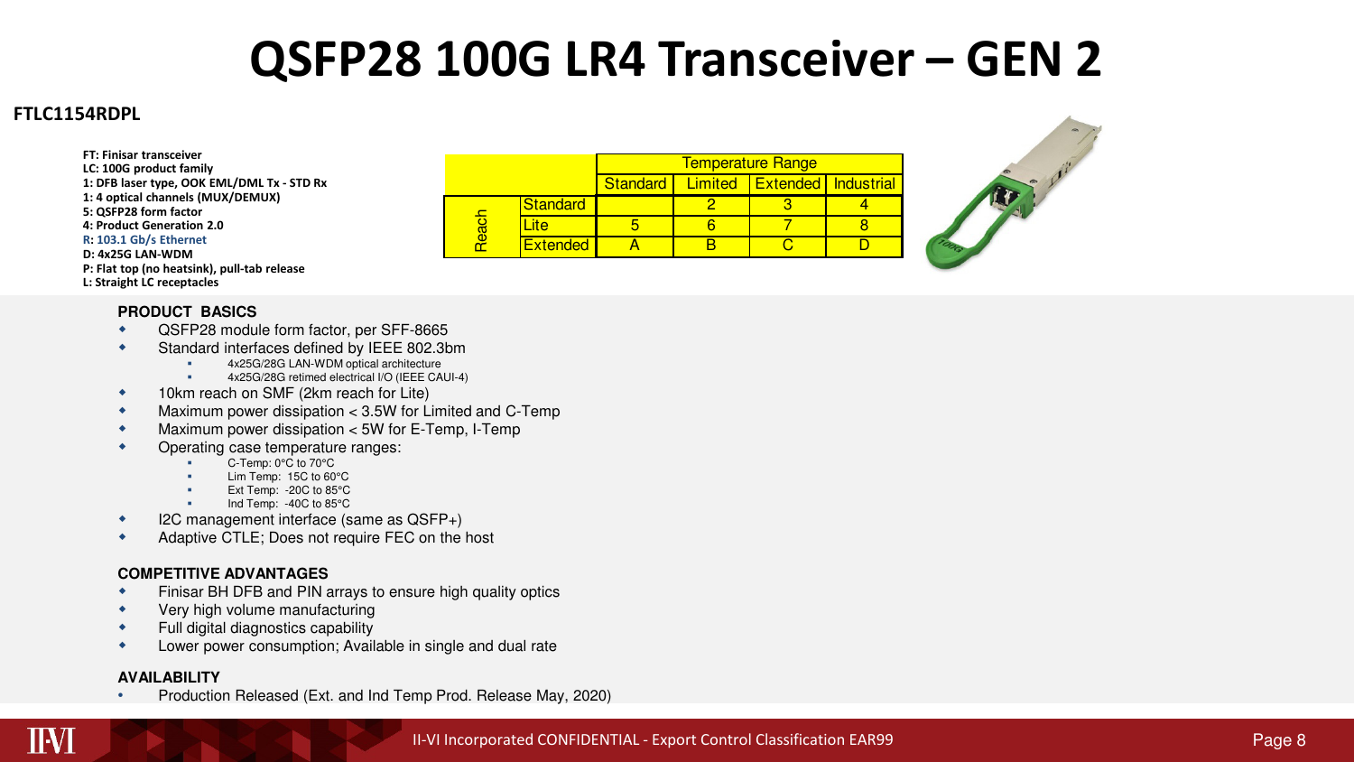# QSFP28 100G LR4 Transceiver – GEN 2

**FTLC1154RDPL**

**FT: Finisar transceiver**
**LC: 100G product family**
**1: DFB laser type, OOK EML/DML Tx - STD Rx**
**1: 4 optical channels (MUX/DEMUX)**
**5: QSFP28 form factor**
**4: Product Generation 2.0**
**R: 103.1 Gb/s Ethernet**
**D: 4x25G LAN-WDM**
**P: Flat top (no heatsink), pull-tab release**
**L: Straight LC receptacles**

| | | Temperature Range | | | |
|---|---|---|---|---|---|
| | | Standard | Limited | Extended | Industrial |
| Reach | Standard | | 2 | 3 | 4 |
| | Lite | 5 | 6 | 7 | 8 |
| | Extended | A | B | C | D |

**PRODUCT BASICS**

- QSFP28 module form factor, per SFF-8665
- Standard interfaces defined by IEEE 802.3bm
  - 4x25G/28G LAN-WDM optical architecture
  - 4x25G/28G retimed electrical I/O (IEEE CAUI-4)
- 10km reach on SMF (2km reach for Lite)
- Maximum power dissipation < 3.5W for Limited and C-Temp
- Maximum power dissipation < 5W for E-Temp, I-Temp
- Operating case temperature ranges:
  - C-Temp: 0°C to 70°C
  - Lim Temp: 15C to 60°C
  - Ext Temp: -20C to 85°C
  - Ind Temp: -40C to 85°C
- I2C management interface (same as QSFP+)
- Adaptive CTLE; Does not require FEC on the host

**COMPETITIVE ADVANTAGES**

- Finisar BH DFB and PIN arrays to ensure high quality optics
- Very high volume manufacturing
- Full digital diagnostics capability
- Lower power consumption; Available in single and dual rate

**AVAILABILITY**

- Production Released (Ext. and Ind Temp Prod. Release May, 2020)

II-VI Incorporated CONFIDENTIAL - Export Control Classification EAR99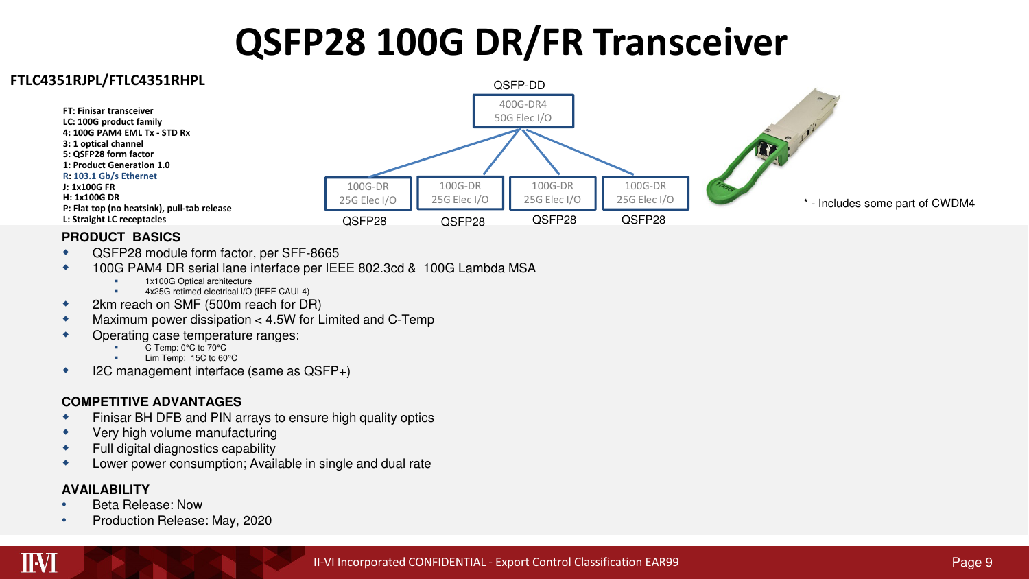# QSFP28 100G DR/FR Transceiver

**FTLC4351RJPL/FTLC4351RHPL**

- **FT: Finisar transceiver**
- **LC: 100G product family**
- **4: 100G PAM4 EML Tx - STD Rx**
- **3: 1 optical channel**
- **5: QSFP28 form factor**
- **1: Product Generation 1.0**
- **R: 103.1 Gb/s Ethernet**
- **J: 1x100G FR**
- **H: 1x100G DR**
- **P: Flat top (no heatsink), pull-tab release**
- **L: Straight LC receptacles**

QSFP-DD

400G-DR4
50G Elec I/O

| 100G-DR 25G Elec I/O | 100G-DR 25G Elec I/O | 100G-DR 25G Elec I/O | 100G-DR 25G Elec I/O |
|---|---|---|---|
| QSFP28 | QSFP28 | QSFP28 | QSFP28 |

\* - Includes some part of CWDM4

### PRODUCT BASICS

- QSFP28 module form factor, per SFF-8665
- 100G PAM4 DR serial lane interface per IEEE 802.3cd & 100G Lambda MSA
  - 1x100G Optical architecture
  - 4x25G retimed electrical I/O (IEEE CAUI-4)
- 2km reach on SMF (500m reach for DR)
- Maximum power dissipation < 4.5W for Limited and C-Temp
- Operating case temperature ranges:
  - C-Temp: 0°C to 70°C
  - Lim Temp: 15C to 60°C
- I2C management interface (same as QSFP+)

### COMPETITIVE ADVANTAGES

- Finisar BH DFB and PIN arrays to ensure high quality optics
- Very high volume manufacturing
- Full digital diagnostics capability
- Lower power consumption; Available in single and dual rate

### AVAILABILITY

- Beta Release: Now
- Production Release: May, 2020

II-VI Incorporated CONFIDENTIAL - Export Control Classification EAR99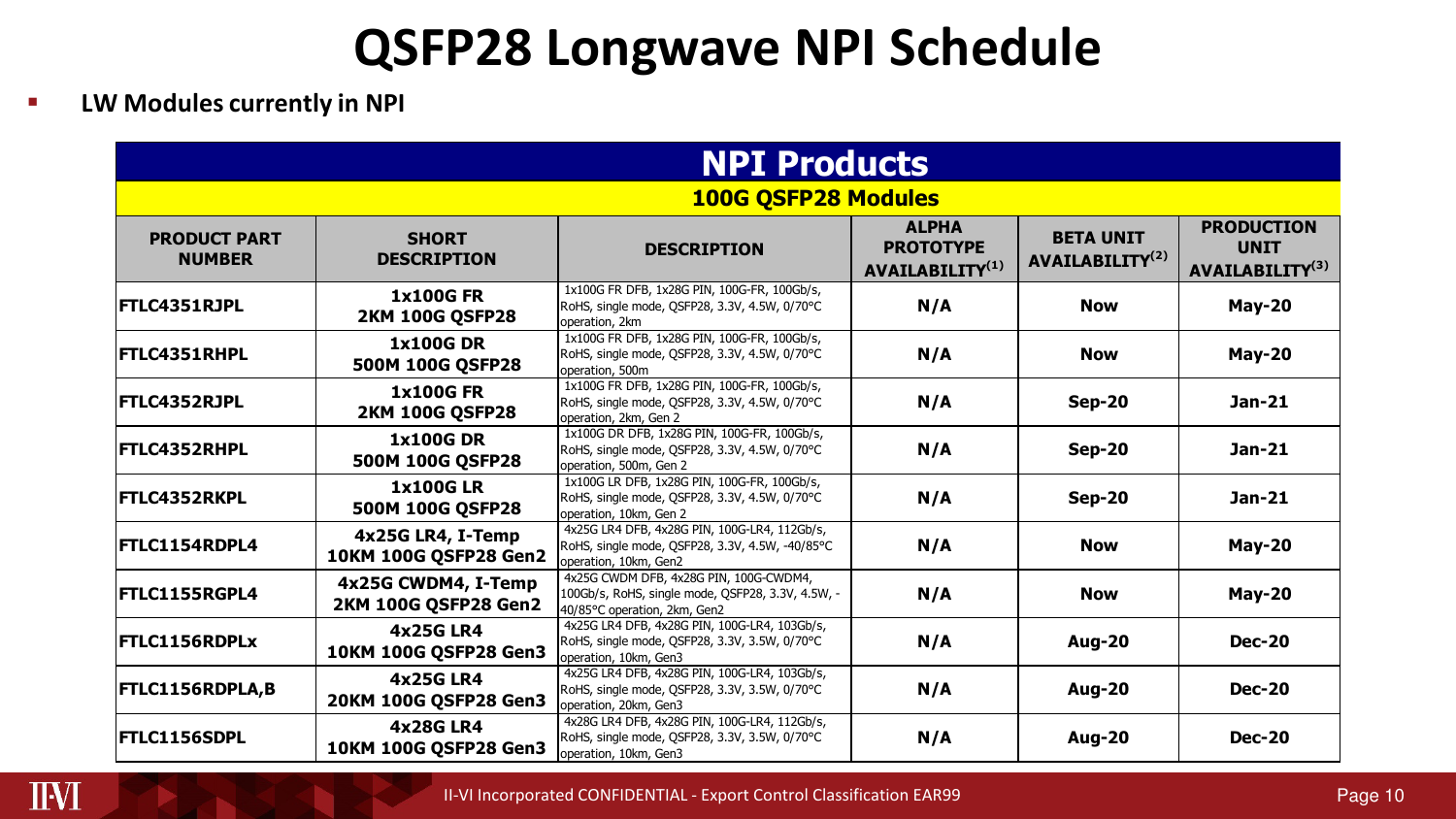# QSFP28 Longwave NPI Schedule

- **LW Modules currently in NPI**

| NPI Products | | | | | |
|---|---|---|---|---|---|
| **100G QSFP28 Modules** | | | | | |
| **PRODUCT PART NUMBER** | **SHORT DESCRIPTION** | **DESCRIPTION** | **ALPHA PROTOTYPE AVAILABILITY(1)** | **BETA UNIT AVAILABILITY(2)** | **PRODUCTION UNIT AVAILABILITY(3)** |
| **FTLC4351RJPL** | **1x100G FR 2KM 100G QSFP28** | 1x100G FR DFB, 1x28G PIN, 100G-FR, 100Gb/s, RoHS, single mode, QSFP28, 3.3V, 4.5W, 0/70°C operation, 2km | **N/A** | **Now** | **May-20** |
| **FTLC4351RHPL** | **1x100G DR 500M 100G QSFP28** | 1x100G FR DFB, 1x28G PIN, 100G-FR, 100Gb/s, RoHS, single mode, QSFP28, 3.3V, 4.5W, 0/70°C operation, 500m | **N/A** | **Now** | **May-20** |
| **FTLC4352RJPL** | **1x100G FR 2KM 100G QSFP28** | 1x100G FR DFB, 1x28G PIN, 100G-FR, 100Gb/s, RoHS, single mode, QSFP28, 3.3V, 4.5W, 0/70°C operation, 2km, Gen 2 | **N/A** | **Sep-20** | **Jan-21** |
| **FTLC4352RHPL** | **1x100G DR 500M 100G QSFP28** | 1x100G DR DFB, 1x28G PIN, 100G-FR, 100Gb/s, RoHS, single mode, QSFP28, 3.3V, 4.5W, 0/70°C operation, 500m, Gen 2 | **N/A** | **Sep-20** | **Jan-21** |
| **FTLC4352RKPL** | **1x100G LR 500M 100G QSFP28** | 1x100G LR DFB, 1x28G PIN, 100G-FR, 100Gb/s, RoHS, single mode, QSFP28, 3.3V, 4.5W, 0/70°C operation, 10km, Gen 2 | **N/A** | **Sep-20** | **Jan-21** |
| **FTLC1154RDPL4** | **4x25G LR4, I-Temp 10KM 100G QSFP28 Gen2** | 4x25G LR4 DFB, 4x28G PIN, 100G-LR4, 112Gb/s, RoHS, single mode, QSFP28, 3.3V, 4.5W, -40/85°C operation, 10km, Gen2 | **N/A** | **Now** | **May-20** |
| **FTLC1155RGPL4** | **4x25G CWDM4, I-Temp 2KM 100G QSFP28 Gen2** | 4x25G CWDM DFB, 4x28G PIN, 100G-CWDM4, 100Gb/s, RoHS, single mode, QSFP28, 3.3V, 4.5W, -40/85°C operation, 2km, Gen2 | **N/A** | **Now** | **May-20** |
| **FTLC1156RDPLx** | **4x25G LR4 10KM 100G QSFP28 Gen3** | 4x25G LR4 DFB, 4x28G PIN, 100G-LR4, 103Gb/s, RoHS, single mode, QSFP28, 3.3V, 3.5W, 0/70°C operation, 10km, Gen3 | **N/A** | **Aug-20** | **Dec-20** |
| **FTLC1156RDPLA,B** | **4x25G LR4 20KM 100G QSFP28 Gen3** | 4x25G LR4 DFB, 4x28G PIN, 100G-LR4, 103Gb/s, RoHS, single mode, QSFP28, 3.3V, 3.5W, 0/70°C operation, 20km, Gen3 | **N/A** | **Aug-20** | **Dec-20** |
| **FTLC1156SDPL** | **4x28G LR4 10KM 100G QSFP28 Gen3** | 4x28G LR4 DFB, 4x28G PIN, 100G-LR4, 112Gb/s, RoHS, single mode, QSFP28, 3.3V, 3.5W, 0/70°C operation, 10km, Gen3 | **N/A** | **Aug-20** | **Dec-20** |

II-VI Incorporated CONFIDENTIAL - Export Control Classification EAR99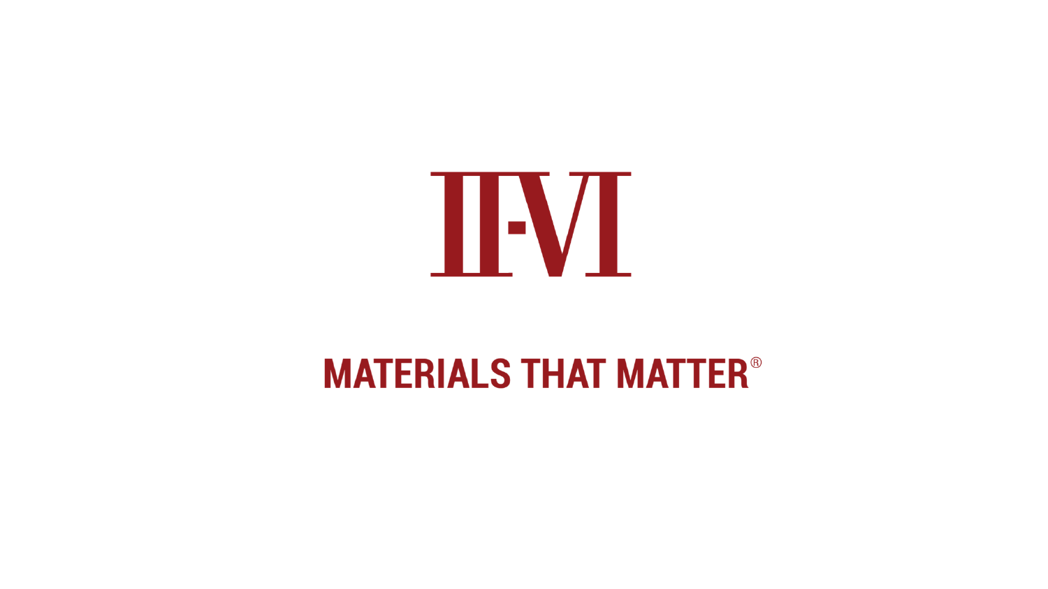II-VI

MATERIALS THAT MATTER®